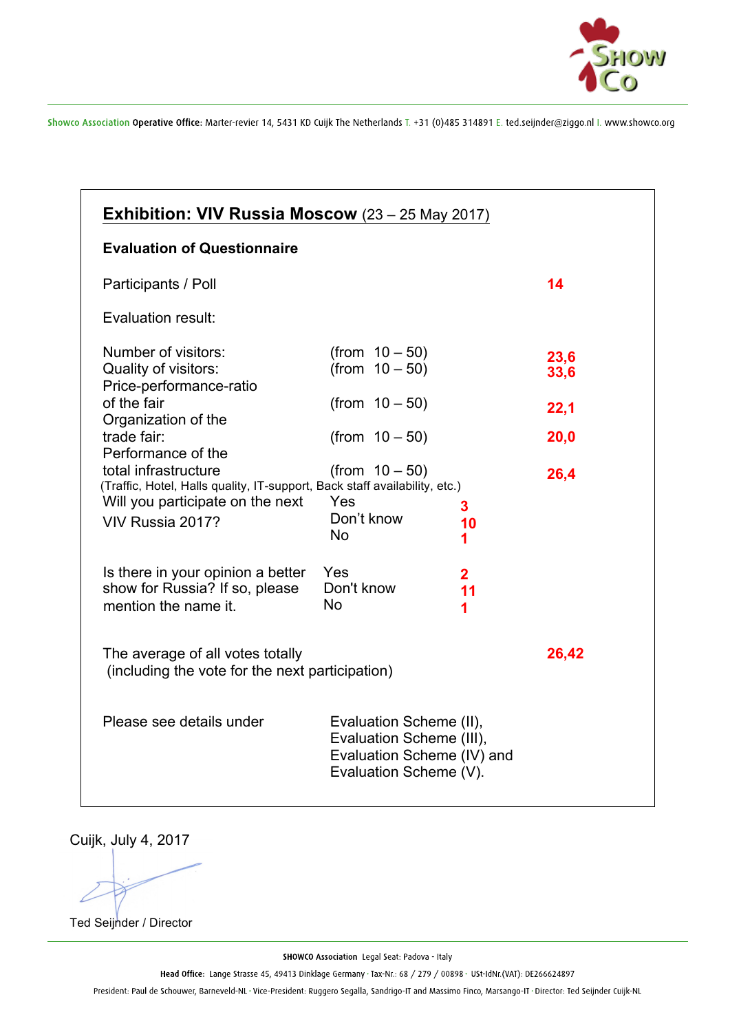Showco Association Operative Office: Marter-revier 14, 5431 KD Cuijk The Netherlands T. +31 (0)485 314891 E. ted.seijnder@ziggo.nl I. www.showco.org

## Exhibition: VIV Russia Moscow (23 – 25 May 2017)

**Evaluation of Questionnaire**

Participants / Poll **14**

Evaluation result:

| | | | |
|---|---|---|---|
| Number of visitors: | (from 10 – 50) | | **23,6** |
| Quality of visitors: | (from 10 – 50) | | **33,6** |
| Price-performance-ratio of the fair | (from 10 – 50) | | **22,1** |
| Organization of the trade fair: | (from 10 – 50) | | **20,0** |
| Performance of the total infrastructure | (from 10 – 50) | | **26,4** |

(Traffic, Hotel, Halls quality, IT-support, Back staff availability, etc.)

| | | |
|---|---|---|
| Will you participate on the next VIV Russia 2017? | Yes | **3** |
| | Don't know | **10** |
| | No | **1** |
| Is there in your opinion a better show for Russia? If so, please mention the name it. | Yes | **2** |
| | Don't know | **11** |
| | No | **1** |

The average of all votes totally (including the vote for the next participation) **26,42**

Please see details under Evaluation Scheme (II), Evaluation Scheme (III), Evaluation Scheme (IV) and Evaluation Scheme (V).

Cuijk, July 4, 2017

Ted Seijnder / Director

SHOWCO Association Legal Seat: Padova - Italy

Head Office: Lange Strasse 45, 49413 Dinklage Germany · Tax-Nr.: 68 / 279 / 00898 · USt-IdNr.(VAT): DE266624897

President: Paul de Schouwer, Barneveld-NL · Vice-President: Ruggero Segalla, Sandrigo-IT and Massimo Finco, Marsango-IT · Director: Ted Seijnder Cuijk-NL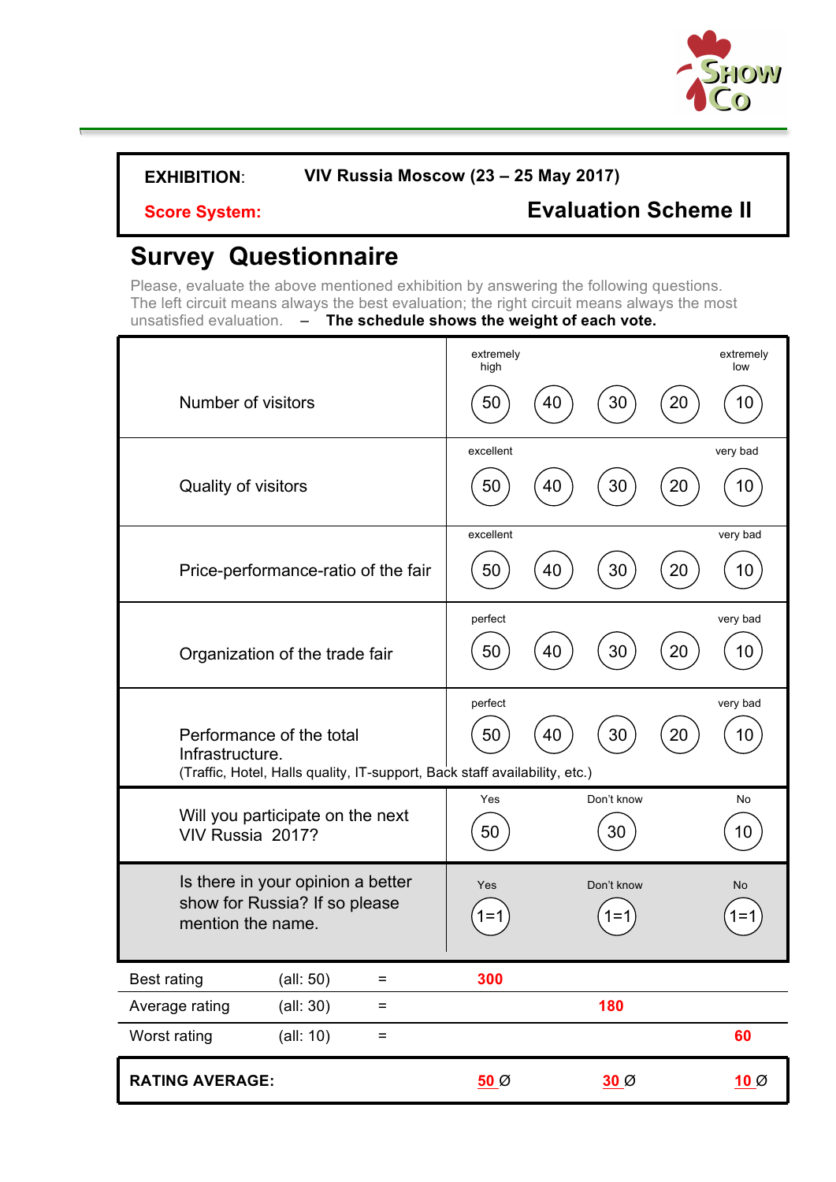| **EXHIBITION**: | **VIV Russia Moscow (23 – 25 May 2017)** |
|---|---|
| **Score System:** | **Evaluation Scheme II** |

# Survey Questionnaire

Please, evaluate the above mentioned exhibition by answering the following questions. The left circuit means always the best evaluation; the right circuit means always the most unsatisfied evaluation. – **The schedule shows the weight of each vote.**

| Question | | | | | |
|---|---|---|---|---|---|
| Number of visitors | extremely high | | | | extremely low |
| | 50 | 40 | 30 | 20 | 10 |
| Quality of visitors | excellent | | | | very bad |
| | 50 | 40 | 30 | 20 | 10 |
| Price-performance-ratio of the fair | excellent | | | | very bad |
| | 50 | 40 | 30 | 20 | 10 |
| Organization of the trade fair | perfect | | | | very bad |
| | 50 | 40 | 30 | 20 | 10 |
| Performance of the total Infrastructure. (Traffic, Hotel, Halls quality, IT-support, Back staff availability, etc.) | perfect | | | | very bad |
| | 50 | 40 | 30 | 20 | 10 |
| Will you participate on the next VIV Russia 2017? | Yes | | Don't know | | No |
| | 50 | | 30 | | 10 |
| Is there in your opinion a better show for Russia? If so please mention the name. | Yes | | Don't know | | No |
| | 1=1 | | 1=1 | | 1=1 |

| | | | | | |
|---|---|---|---|---|---|
| Best rating | (all: 50) | = | **300** | | |
| Average rating | (all: 30) | = | | **180** | |
| Worst rating | (all: 10) | = | | | **60** |
| **RATING AVERAGE:** | | | **50** Ø | **30** Ø | **10** Ø |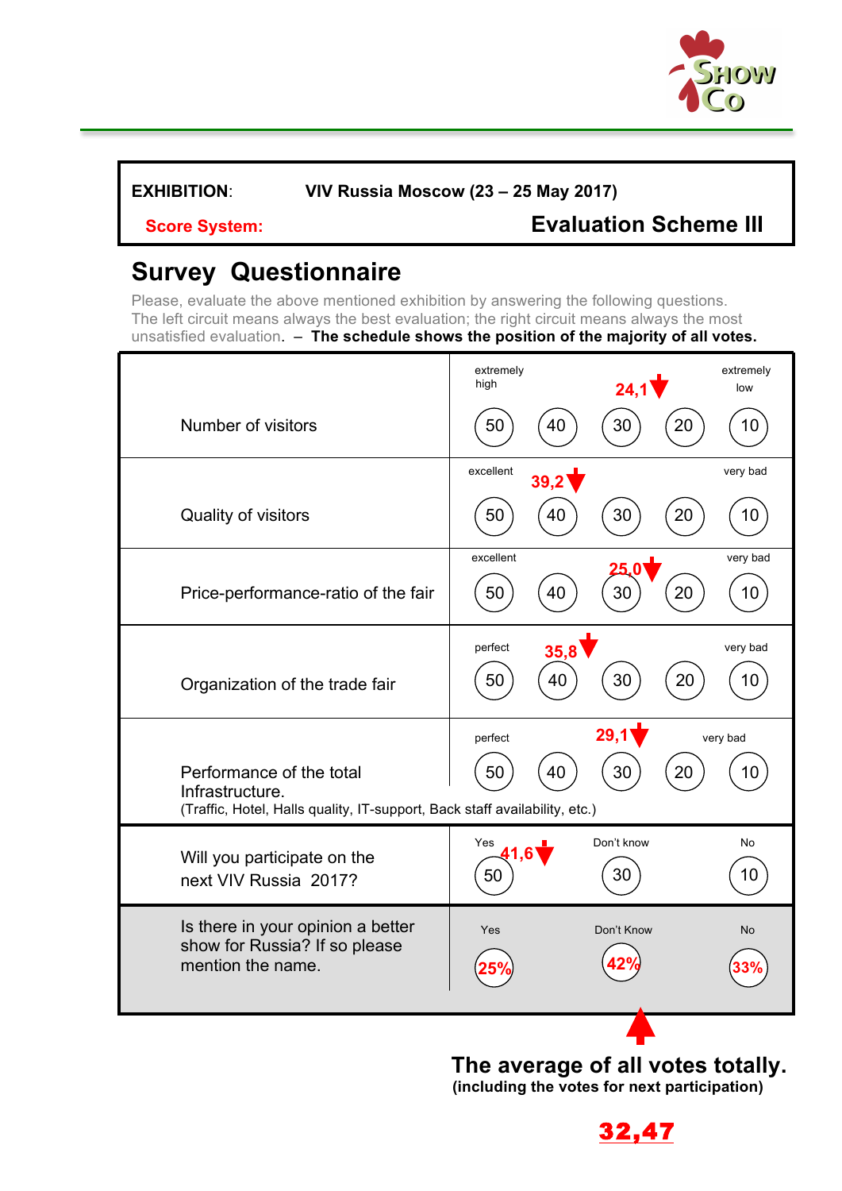| EXHIBITION: | VIV Russia Moscow (23 – 25 May 2017) |
|---|---|
| Score System: | Evaluation Scheme III |

## Survey Questionnaire

Please, evaluate the above mentioned exhibition by answering the following questions. The left circuit means always the best evaluation; the right circuit means always the most unsatisfied evaluation. – **The schedule shows the position of the majority of all votes.**

| Question | Scale | Result |
|---|---|---|
| Number of visitors | extremely high 50 – 40 – 30 – 20 – 10 extremely low | 24,1 |
| Quality of visitors | excellent 50 – 40 – 30 – 20 – 10 very bad | 39,2 |
| Price-performance-ratio of the fair | excellent 50 – 40 – 30 – 20 – 10 very bad | 25,0 |
| Organization of the trade fair | perfect 50 – 40 – 30 – 20 – 10 very bad | 35,8 |
| Performance of the total Infrastructure. (Traffic, Hotel, Halls quality, IT-support, Back staff availability, etc.) | perfect 50 – 40 – 30 – 20 – 10 very bad | 29,1 |
| Will you participate on the next VIV Russia 2017? | Yes 50 – Don't know 30 – No 10 | 41,6 |
| Is there in your opinion a better show for Russia? If so please mention the name. | Yes 25% – Don't Know 42% – No 33% | |

**The average of all votes totally.**
**(including the votes for next participation)**

**32,47**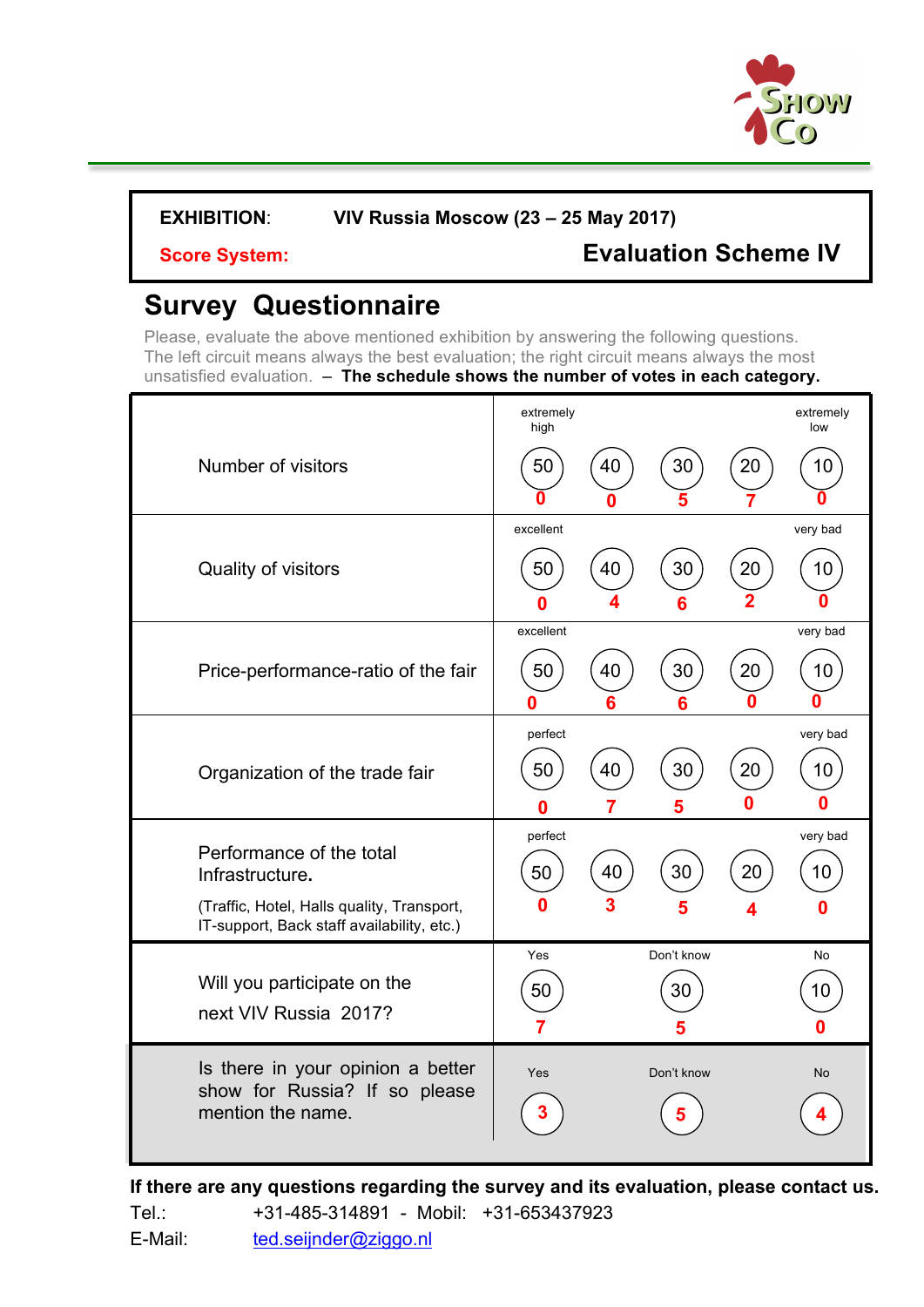| **EXHIBITION**: | **VIV Russia Moscow (23 – 25 May 2017)** |
|---|---|
| **Score System:** | **Evaluation Scheme IV** |

# Survey Questionnaire

Please, evaluate the above mentioned exhibition by answering the following questions. The left circuit means always the best evaluation; the right circuit means always the most unsatisfied evaluation. – **The schedule shows the number of votes in each category.**

| Question | | | | | |
|---|---|---|---|---|---|
| Number of visitors | extremely high | | | | extremely low |
| | 50 | 40 | 30 | 20 | 10 |
| | 0 | 0 | 5 | 7 | 0 |
| Quality of visitors | excellent | | | | very bad |
| | 50 | 40 | 30 | 20 | 10 |
| | 0 | 4 | 6 | 2 | 0 |
| Price-performance-ratio of the fair | excellent | | | | very bad |
| | 50 | 40 | 30 | 20 | 10 |
| | 0 | 6 | 6 | 0 | 0 |
| Organization of the trade fair | perfect | | | | very bad |
| | 50 | 40 | 30 | 20 | 10 |
| | 0 | 7 | 5 | 0 | 0 |
| Performance of the total Infrastructure. (Traffic, Hotel, Halls quality, Transport, IT-support, Back staff availability, etc.) | perfect | | | | very bad |
| | 50 | 40 | 30 | 20 | 10 |
| | 0 | 3 | 5 | 4 | 0 |
| Will you participate on the next VIV Russia 2017? | Yes | | Don't know | | No |
| | 50 | | 30 | | 10 |
| | 7 | | 5 | | 0 |
| Is there in your opinion a better show for Russia? If so please mention the name. | Yes | | Don't know | | No |
| | 3 | | 5 | | 4 |

**If there are any questions regarding the survey and its evaluation, please contact us.**

Tel.: +31-485-314891 - Mobil: +31-653437923

E-Mail: ted.seijnder@ziggo.nl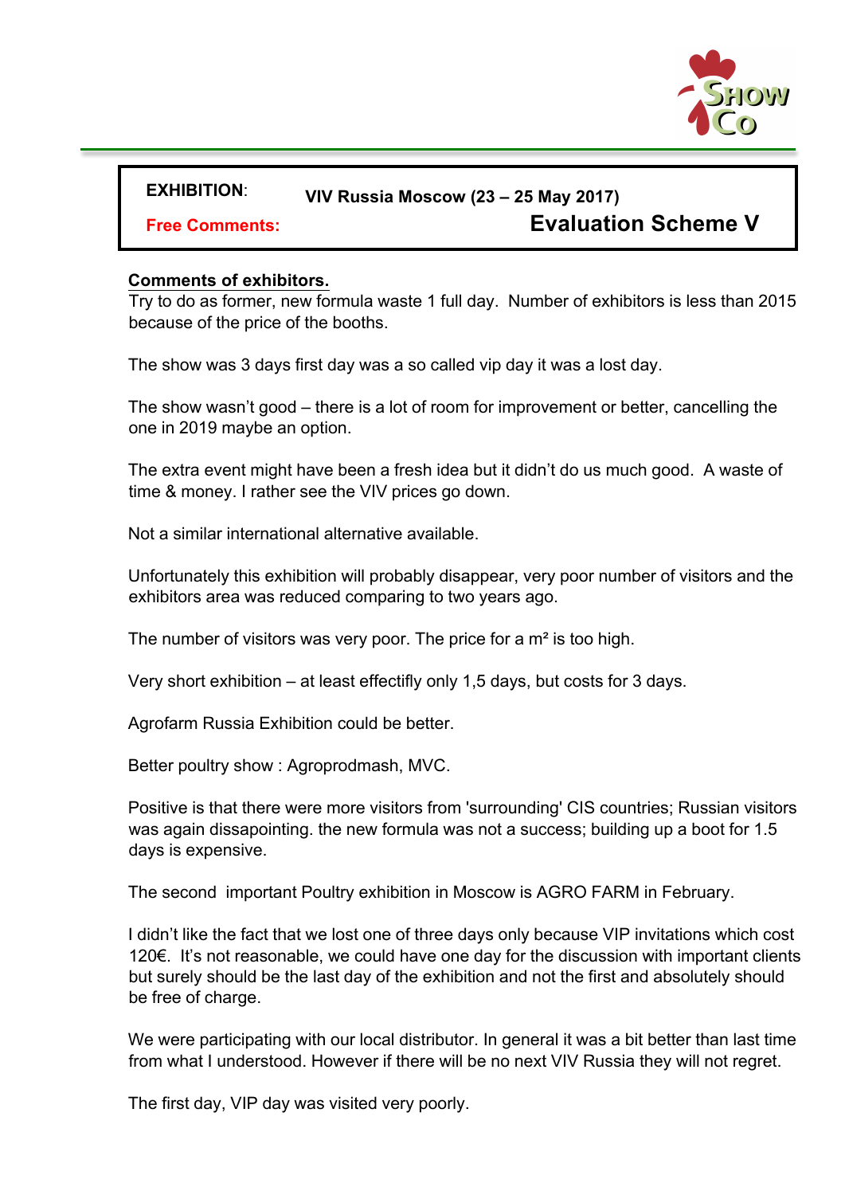| | |
|---|---|
| **EXHIBITION**: | **VIV Russia Moscow (23 – 25 May 2017)** |
| **Free Comments:** | **Evaluation Scheme V** |

**Comments of exhibitors.**

Try to do as former, new formula waste 1 full day. Number of exhibitors is less than 2015 because of the price of the booths.

The show was 3 days first day was a so called vip day it was a lost day.

The show wasn't good – there is a lot of room for improvement or better, cancelling the one in 2019 maybe an option.

The extra event might have been a fresh idea but it didn't do us much good. A waste of time & money. I rather see the VIV prices go down.

Not a similar international alternative available.

Unfortunately this exhibition will probably disappear, very poor number of visitors and the exhibitors area was reduced comparing to two years ago.

The number of visitors was very poor. The price for a m² is too high.

Very short exhibition – at least effectifly only 1,5 days, but costs for 3 days.

Agrofarm Russia Exhibition could be better.

Better poultry show : Agroprodmash, MVC.

Positive is that there were more visitors from 'surrounding' CIS countries; Russian visitors was again dissapointing. the new formula was not a success; building up a boot for 1.5 days is expensive.

The second important Poultry exhibition in Moscow is AGRO FARM in February.

I didn't like the fact that we lost one of three days only because VIP invitations which cost 120€. It's not reasonable, we could have one day for the discussion with important clients but surely should be the last day of the exhibition and not the first and absolutely should be free of charge.

We were participating with our local distributor. In general it was a bit better than last time from what I understood. However if there will be no next VIV Russia they will not regret.

The first day, VIP day was visited very poorly.